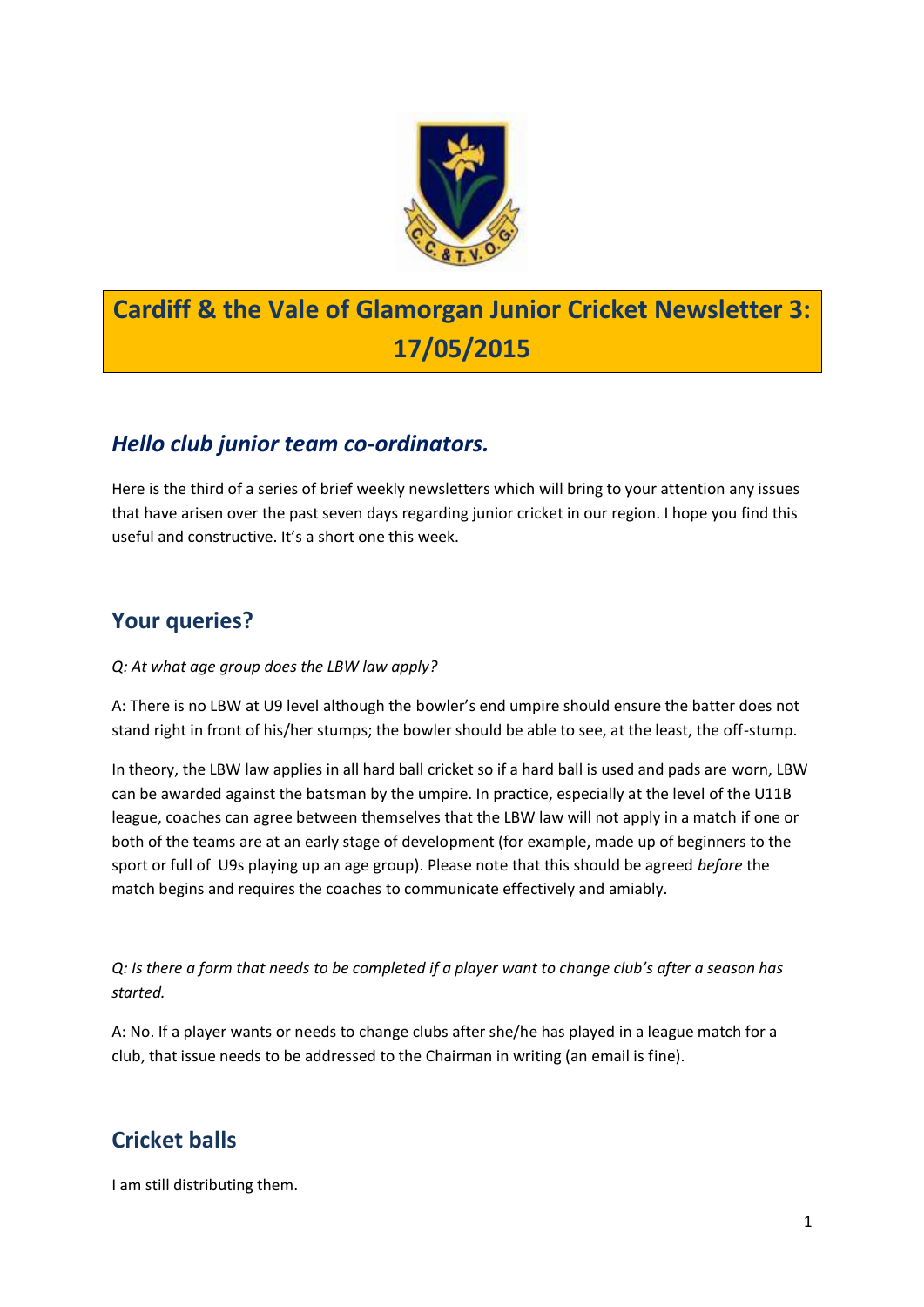# Cardiff & the Vale of Glamorgan Junior Cricket Newsletter 3: 17/05/2015

## *Hello club junior team co-ordinators.*

Here is the third of a series of brief weekly newsletters which will bring to your attention any issues that have arisen over the past seven days regarding junior cricket in our region. I hope you find this useful and constructive. It's a short one this week.

## Your queries?

*Q: At what age group does the LBW law apply?*

A: There is no LBW at U9 level although the bowler's end umpire should ensure the batter does not stand right in front of his/her stumps; the bowler should be able to see, at the least, the off-stump.

In theory, the LBW law applies in all hard ball cricket so if a hard ball is used and pads are worn, LBW can be awarded against the batsman by the umpire. In practice, especially at the level of the U11B league, coaches can agree between themselves that the LBW law will not apply in a match if one or both of the teams are at an early stage of development (for example, made up of beginners to the sport or full of U9s playing up an age group). Please note that this should be agreed *before* the match begins and requires the coaches to communicate effectively and amiably.

*Q: Is there a form that needs to be completed if a player want to change club's after a season has started.*

A: No. If a player wants or needs to change clubs after she/he has played in a league match for a club, that issue needs to be addressed to the Chairman in writing (an email is fine).

## Cricket balls

I am still distributing them.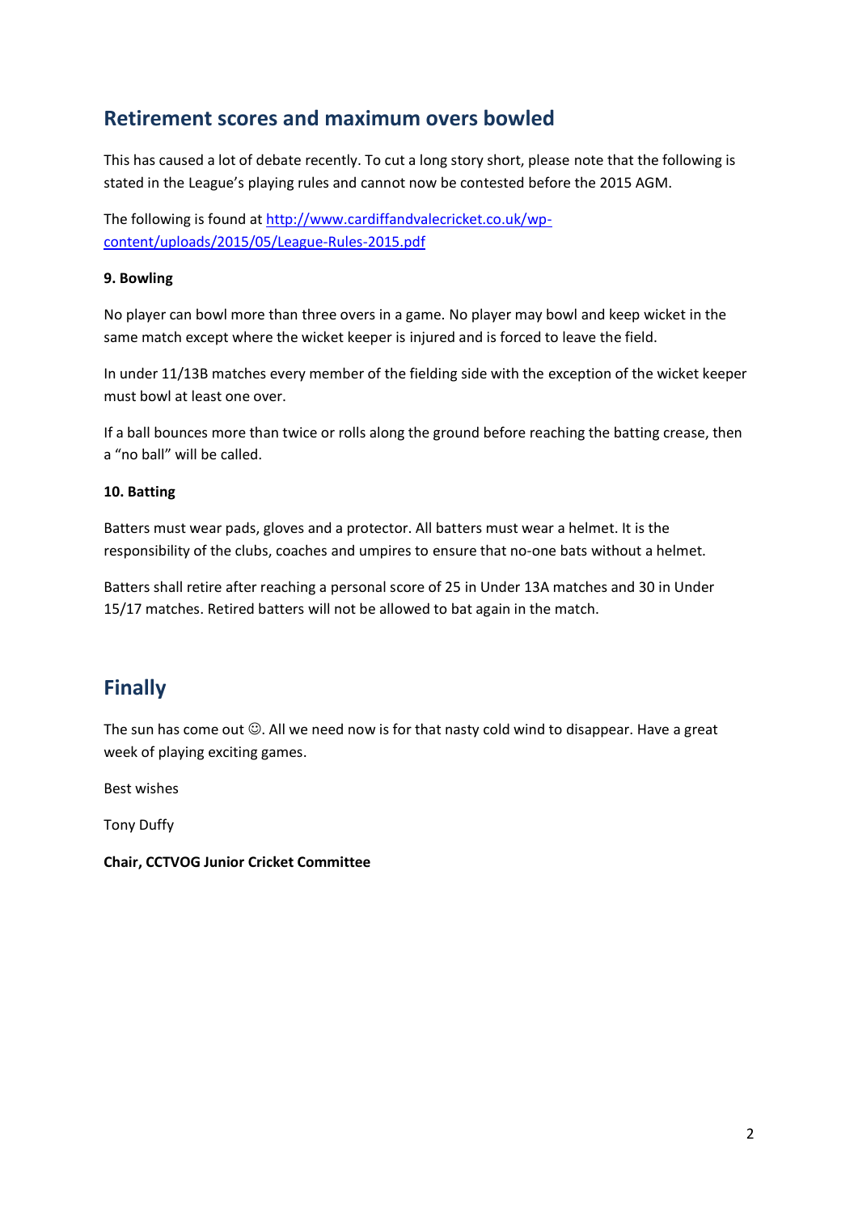## Retirement scores and maximum overs bowled

This has caused a lot of debate recently. To cut a long story short, please note that the following is stated in the League's playing rules and cannot now be contested before the 2015 AGM.

The following is found at [http://www.cardiffandvalecricket.co.uk/wp-content/uploads/2015/05/League-Rules-2015.pdf](http://www.cardiffandvalecricket.co.uk/wp-content/uploads/2015/05/League-Rules-2015.pdf)

**9. Bowling**

No player can bowl more than three overs in a game. No player may bowl and keep wicket in the same match except where the wicket keeper is injured and is forced to leave the field.

In under 11/13B matches every member of the fielding side with the exception of the wicket keeper must bowl at least one over.

If a ball bounces more than twice or rolls along the ground before reaching the batting crease, then a "no ball" will be called.

**10. Batting**

Batters must wear pads, gloves and a protector. All batters must wear a helmet. It is the responsibility of the clubs, coaches and umpires to ensure that no-one bats without a helmet.

Batters shall retire after reaching a personal score of 25 in Under 13A matches and 30 in Under 15/17 matches. Retired batters will not be allowed to bat again in the match.

## Finally

The sun has come out ☺. All we need now is for that nasty cold wind to disappear. Have a great week of playing exciting games.

Best wishes

Tony Duffy

**Chair, CCTVOG Junior Cricket Committee**